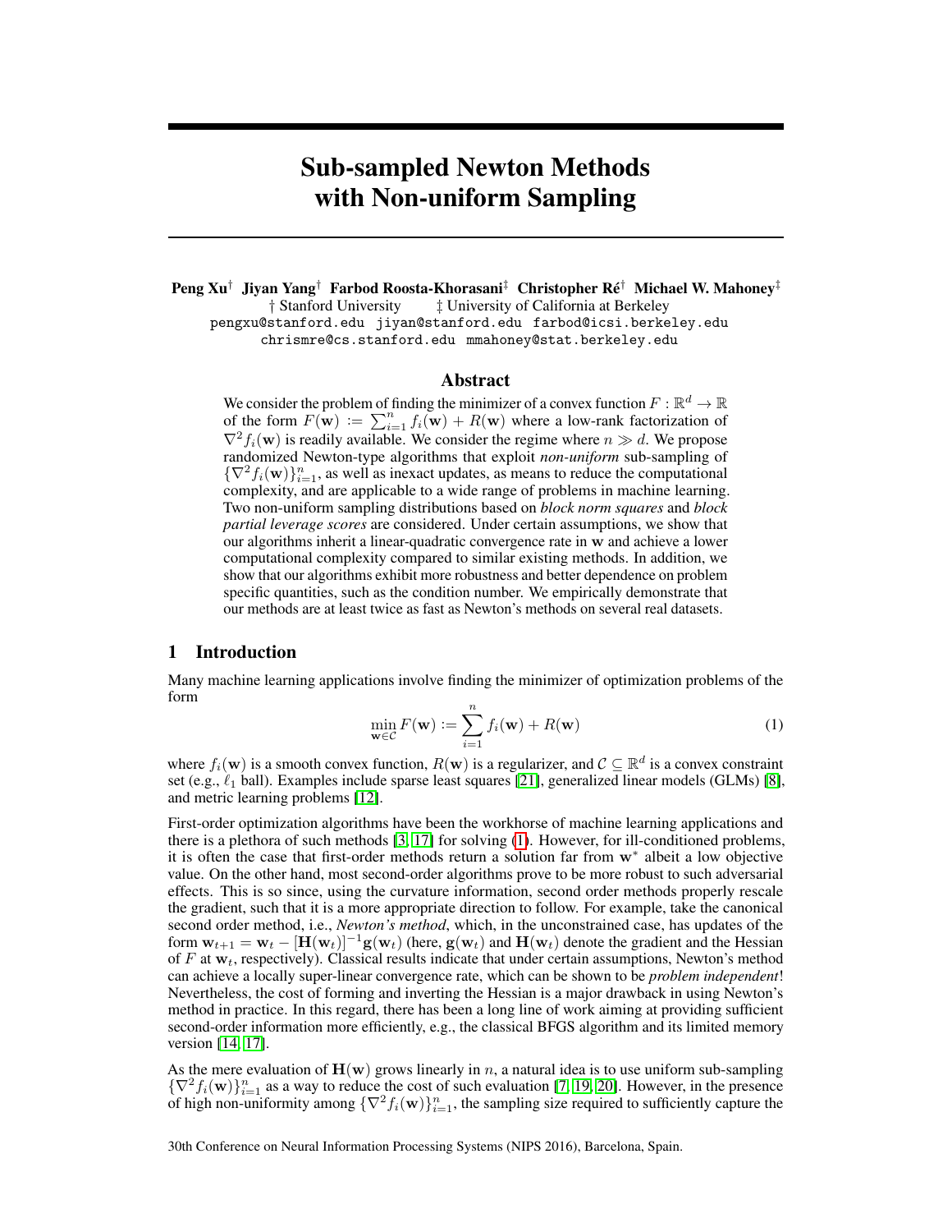# Sub-sampled Newton Methods with Non-uniform Sampling

**Peng Xu[†] Jiyan Yang[†] Farbod Roosta-Khorasani[‡] Christopher Ré[†] Michael W. Mahoney[‡]**

† Stanford University ‡ University of California at Berkeley

pengxu@stanford.edu jiyan@stanford.edu farbod@icsi.berkeley.edu
chrismre@cs.stanford.edu mmahoney@stat.berkeley.edu

## Abstract

We consider the problem of finding the minimizer of a convex function $F : \mathbb{R}^d \to \mathbb{R}$ of the form $F(\mathbf{w}) := \sum_{i=1}^n f_i(\mathbf{w}) + R(\mathbf{w})$ where a low-rank factorization of $\nabla^2 f_i(\mathbf{w})$ is readily available. We consider the regime where $n \gg d$. We propose randomized Newton-type algorithms that exploit *non-uniform* sub-sampling of $\{\nabla^2 f_i(\mathbf{w})\}_{i=1}^n$, as well as inexact updates, as means to reduce the computational complexity, and are applicable to a wide range of problems in machine learning. Two non-uniform sampling distributions based on *block norm squares* and *block partial leverage scores* are considered. Under certain assumptions, we show that our algorithms inherit a linear-quadratic convergence rate in $\mathbf{w}$ and achieve a lower computational complexity compared to similar existing methods. In addition, we show that our algorithms exhibit more robustness and better dependence on problem specific quantities, such as the condition number. We empirically demonstrate that our methods are at least twice as fast as Newton's methods on several real datasets.

## 1 Introduction

Many machine learning applications involve finding the minimizer of optimization problems of the form

$$\min_{\mathbf{w} \in \mathcal{C}} F(\mathbf{w}) := \sum_{i=1}^n f_i(\mathbf{w}) + R(\mathbf{w}) \tag{1}$$

where $f_i(\mathbf{w})$ is a smooth convex function, $R(\mathbf{w})$ is a regularizer, and $\mathcal{C} \subseteq \mathbb{R}^d$ is a convex constraint set (e.g., $\ell_1$ ball). Examples include sparse least squares [21], generalized linear models (GLMs) [8], and metric learning problems [12].

First-order optimization algorithms have been the workhorse of machine learning applications and there is a plethora of such methods [3, 17] for solving (1). However, for ill-conditioned problems, it is often the case that first-order methods return a solution far from $\mathbf{w}^*$ albeit a low objective value. On the other hand, most second-order algorithms prove to be more robust to such adversarial effects. This is so since, using the curvature information, second order methods properly rescale the gradient, such that it is a more appropriate direction to follow. For example, take the canonical second order method, i.e., *Newton's method*, which, in the unconstrained case, has updates of the form $\mathbf{w}_{t+1} = \mathbf{w}_t - [\mathbf{H}(\mathbf{w}_t)]^{-1}\mathbf{g}(\mathbf{w}_t)$ (here, $\mathbf{g}(\mathbf{w}_t)$ and $\mathbf{H}(\mathbf{w}_t)$ denote the gradient and the Hessian of $F$ at $\mathbf{w}_t$, respectively). Classical results indicate that under certain assumptions, Newton's method can achieve a locally super-linear convergence rate, which can be shown to be *problem independent*! Nevertheless, the cost of forming and inverting the Hessian is a major drawback in using Newton's method in practice. In this regard, there has been a long line of work aiming at providing sufficient second-order information more efficiently, e.g., the classical BFGS algorithm and its limited memory version [14, 17].

As the mere evaluation of $\mathbf{H}(\mathbf{w})$ grows linearly in $n$, a natural idea is to use uniform sub-sampling $\{\nabla^2 f_i(\mathbf{w})\}_{i=1}^n$ as a way to reduce the cost of such evaluation [7, 19, 20]. However, in the presence of high non-uniformity among $\{\nabla^2 f_i(\mathbf{w})\}_{i=1}^n$, the sampling size required to sufficiently capture the

30th Conference on Neural Information Processing Systems (NIPS 2016), Barcelona, Spain.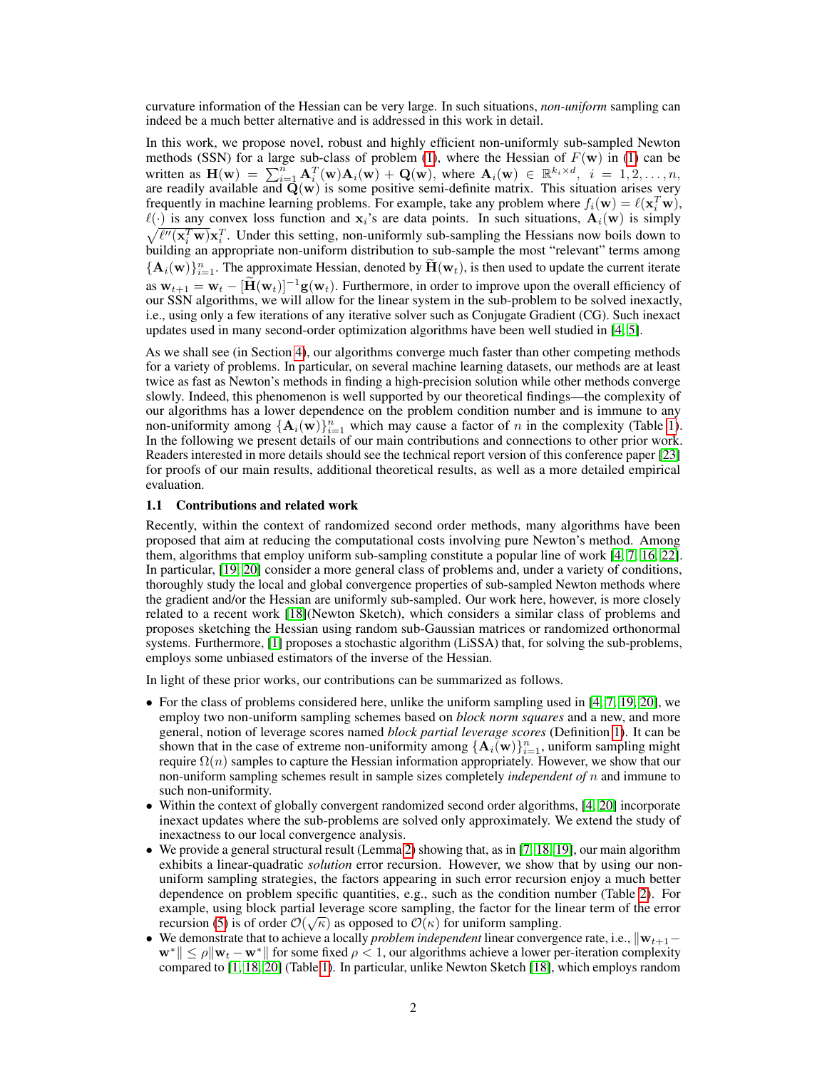curvature information of the Hessian can be very large. In such situations, *non-uniform* sampling can indeed be a much better alternative and is addressed in this work in detail.

In this work, we propose novel, robust and highly efficient non-uniformly sub-sampled Newton methods (SSN) for a large sub-class of problem (1), where the Hessian of $F(\mathbf{w})$ in (1) can be written as $\mathbf{H}(\mathbf{w}) = \sum_{i=1}^{n} \mathbf{A}_i^T(\mathbf{w})\mathbf{A}_i(\mathbf{w}) + \mathbf{Q}(\mathbf{w})$, where $\mathbf{A}_i(\mathbf{w}) \in \mathbb{R}^{k_i \times d}$, $i = 1, 2, \ldots, n$, are readily available and $\mathbf{Q}(\mathbf{w})$ is some positive semi-definite matrix. This situation arises very frequently in machine learning problems. For example, take any problem where $f_i(\mathbf{w}) = \ell(\mathbf{x}_i^T\mathbf{w})$, $\ell(\cdot)$ is any convex loss function and $\mathbf{x}_i$'s are data points. In such situations, $\mathbf{A}_i(\mathbf{w})$ is simply $\sqrt{\ell''(\mathbf{x}_i^T\mathbf{w})}\mathbf{x}_i^T$. Under this setting, non-uniformly sub-sampling the Hessians now boils down to building an appropriate non-uniform distribution to sub-sample the most "relevant" terms among $\{\mathbf{A}_i(\mathbf{w})\}_{i=1}^n$. The approximate Hessian, denoted by $\widetilde{\mathbf{H}}(\mathbf{w}_t)$, is then used to update the current iterate as $\mathbf{w}_{t+1} = \mathbf{w}_t - [\widetilde{\mathbf{H}}(\mathbf{w}_t)]^{-1}\mathbf{g}(\mathbf{w}_t)$. Furthermore, in order to improve upon the overall efficiency of our SSN algorithms, we will allow for the linear system in the sub-problem to be solved inexactly, i.e., using only a few iterations of any iterative solver such as Conjugate Gradient (CG). Such inexact updates used in many second-order optimization algorithms have been well studied in [4, 5].

As we shall see (in Section 4), our algorithms converge much faster than other competing methods for a variety of problems. In particular, on several machine learning datasets, our methods are at least twice as fast as Newton's methods in finding a high-precision solution while other methods converge slowly. Indeed, this phenomenon is well supported by our theoretical findings—the complexity of our algorithms has a lower dependence on the problem condition number and is immune to any non-uniformity among $\{\mathbf{A}_i(\mathbf{w})\}_{i=1}^n$ which may cause a factor of $n$ in the complexity (Table 1). In the following we present details of our main contributions and connections to other prior work. Readers interested in more details should see the technical report version of this conference paper [23] for proofs of our main results, additional theoretical results, as well as a more detailed empirical evaluation.

### 1.1 Contributions and related work

Recently, within the context of randomized second order methods, many algorithms have been proposed that aim at reducing the computational costs involving pure Newton's method. Among them, algorithms that employ uniform sub-sampling constitute a popular line of work [4, 7, 16, 22]. In particular, [19, 20] consider a more general class of problems and, under a variety of conditions, thoroughly study the local and global convergence properties of sub-sampled Newton methods where the gradient and/or the Hessian are uniformly sub-sampled. Our work here, however, is more closely related to a recent work [18](Newton Sketch), which considers a similar class of problems and proposes sketching the Hessian using random sub-Gaussian matrices or randomized orthonormal systems. Furthermore, [1] proposes a stochastic algorithm (LiSSA) that, for solving the sub-problems, employs some unbiased estimators of the inverse of the Hessian.

In light of these prior works, our contributions can be summarized as follows.

- For the class of problems considered here, unlike the uniform sampling used in [4, 7, 19, 20], we employ two non-uniform sampling schemes based on *block norm squares* and a new, and more general, notion of leverage scores named *block partial leverage scores* (Definition 1). It can be shown that in the case of extreme non-uniformity among $\{\mathbf{A}_i(\mathbf{w})\}_{i=1}^n$, uniform sampling might require $\Omega(n)$ samples to capture the Hessian information appropriately. However, we show that our non-uniform sampling schemes result in sample sizes completely *independent of* $n$ and immune to such non-uniformity.
- Within the context of globally convergent randomized second order algorithms, [4, 20] incorporate inexact updates where the sub-problems are solved only approximately. We extend the study of inexactness to our local convergence analysis.
- We provide a general structural result (Lemma 2) showing that, as in [7, 18, 19], our main algorithm exhibits a linear-quadratic *solution* error recursion. However, we show that by using our non-uniform sampling strategies, the factors appearing in such error recursion enjoy a much better dependence on problem specific quantities, e.g., such as the condition number (Table 2). For example, using block partial leverage score sampling, the factor for the linear term of the error recursion (5) is of order $\mathcal{O}(\sqrt{\kappa})$ as opposed to $\mathcal{O}(\kappa)$ for uniform sampling.
- We demonstrate that to achieve a locally *problem independent* linear convergence rate, i.e., $\|\mathbf{w}_{t+1} - \mathbf{w}^*\| \leq \rho\|\mathbf{w}_t - \mathbf{w}^*\|$ for some fixed $\rho < 1$, our algorithms achieve a lower per-iteration complexity compared to [1, 18, 20] (Table 1). In particular, unlike Newton Sketch [18], which employs random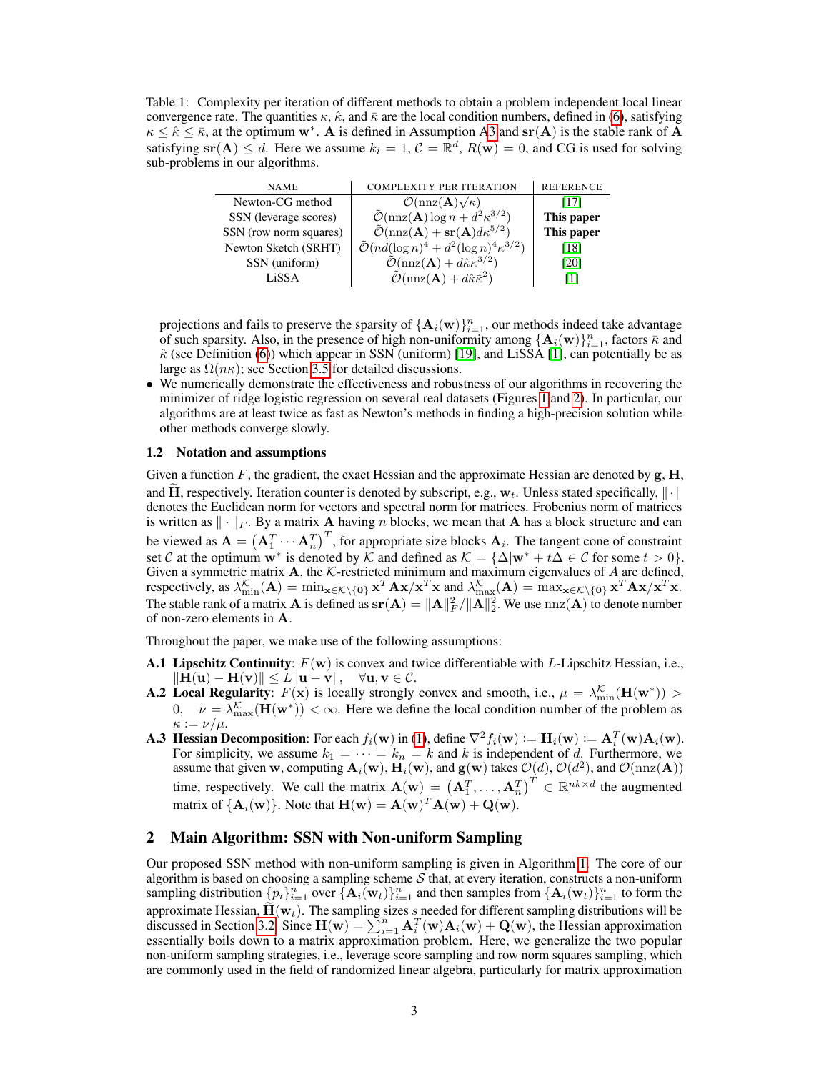Table 1: Complexity per iteration of different methods to obtain a problem independent local linear convergence rate. The quantities $\kappa$, $\hat{\kappa}$, and $\bar{\kappa}$ are the local condition numbers, defined in (6), satisfying $\kappa \leq \hat{\kappa} \leq \bar{\kappa}$, at the optimum $\mathbf{w}^*$. $\mathbf{A}$ is defined in Assumption A3 and $\mathbf{sr}(\mathbf{A})$ is the stable rank of $\mathbf{A}$ satisfying $\mathbf{sr}(\mathbf{A}) \leq d$. Here we assume $k_i = 1$, $\mathcal{C} = \mathbb{R}^d$, $R(\mathbf{w}) = 0$, and CG is used for solving sub-problems in our algorithms.

| NAME | COMPLEXITY PER ITERATION | REFERENCE |
|---|---|---|
| Newton-CG method | $\mathcal{O}(\text{nnz}(\mathbf{A})\sqrt{\kappa})$ | [17] |
| SSN (leverage scores) | $\tilde{\mathcal{O}}(\text{nnz}(\mathbf{A}) \log n + d^2 \kappa^{3/2})$ | **This paper** |
| SSN (row norm squares) | $\tilde{\mathcal{O}}(\text{nnz}(\mathbf{A}) + \mathbf{sr}(\mathbf{A}) d \kappa^{5/2})$ | **This paper** |
| Newton Sketch (SRHT) | $\tilde{\mathcal{O}}(nd(\log n)^4 + d^2(\log n)^4 \kappa^{3/2})$ | [18] |
| SSN (uniform) | $\tilde{\mathcal{O}}(\text{nnz}(\mathbf{A}) + d\hat{\kappa}\kappa^{3/2})$ | [20] |
| LiSSA | $\tilde{\mathcal{O}}(\text{nnz}(\mathbf{A}) + d\hat{\kappa}\bar{\kappa}^2)$ | [1] |

projections and fails to preserve the sparsity of $\{\mathbf{A}_i(\mathbf{w})\}_{i=1}^n$, our methods indeed take advantage of such sparsity. Also, in the presence of high non-uniformity among $\{\mathbf{A}_i(\mathbf{w})\}_{i=1}^n$, factors $\bar{\kappa}$ and $\hat{\kappa}$ (see Definition (6)) which appear in SSN (uniform) [19], and LiSSA [1], can potentially be as large as $\Omega(n\kappa)$; see Section 3.5 for detailed discussions.

- We numerically demonstrate the effectiveness and robustness of our algorithms in recovering the minimizer of ridge logistic regression on several real datasets (Figures 1 and 2). In particular, our algorithms are at least twice as fast as Newton's methods in finding a high-precision solution while other methods converge slowly.

### 1.2 Notation and assumptions

Given a function $F$, the gradient, the exact Hessian and the approximate Hessian are denoted by $\mathbf{g}$, $\mathbf{H}$, and $\widetilde{\mathbf{H}}$, respectively. Iteration counter is denoted by subscript, e.g., $\mathbf{w}_t$. Unless stated specifically, $\|\cdot\|$ denotes the Euclidean norm for vectors and spectral norm for matrices. Frobenius norm of matrices is written as $\|\cdot\|_F$. By a matrix $\mathbf{A}$ having $n$ blocks, we mean that $\mathbf{A}$ has a block structure and can be viewed as $\mathbf{A} = \begin{pmatrix}\mathbf{A}_1^T \cdots \mathbf{A}_n^T\end{pmatrix}^T$, for appropriate size blocks $\mathbf{A}_i$. The tangent cone of constraint set $\mathcal{C}$ at the optimum $\mathbf{w}^*$ is denoted by $\mathcal{K}$ and defined as $\mathcal{K} = \{\Delta | \mathbf{w}^* + t\Delta \in \mathcal{C} \text{ for some } t > 0\}$. Given a symmetric matrix $\mathbf{A}$, the $\mathcal{K}$-restricted minimum and maximum eigenvalues of $A$ are defined, respectively, as $\lambda_{\min}^{\mathcal{K}}(\mathbf{A}) = \min_{\mathbf{x} \in \mathcal{K} \setminus \{\mathbf{0}\}} \mathbf{x}^T \mathbf{A} \mathbf{x} / \mathbf{x}^T \mathbf{x}$ and $\lambda_{\max}^{\mathcal{K}}(\mathbf{A}) = \max_{\mathbf{x} \in \mathcal{K} \setminus \{\mathbf{0}\}} \mathbf{x}^T \mathbf{A} \mathbf{x} / \mathbf{x}^T \mathbf{x}$. The stable rank of a matrix $\mathbf{A}$ is defined as $\mathbf{sr}(\mathbf{A}) = \|\mathbf{A}\|_F^2 / \|\mathbf{A}\|_2^2$. We use $\text{nnz}(\mathbf{A})$ to denote number of non-zero elements in $\mathbf{A}$.

Throughout the paper, we make use of the following assumptions:

- **A.1 Lipschitz Continuity**: $F(\mathbf{w})$ is convex and twice differentiable with $L$-Lipschitz Hessian, i.e., $\|\mathbf{H}(\mathbf{u}) - \mathbf{H}(\mathbf{v})\| \leq L\|\mathbf{u} - \mathbf{v}\|, \quad \forall \mathbf{u}, \mathbf{v} \in \mathcal{C}$.
- **A.2 Local Regularity**: $F(\mathbf{x})$ is locally strongly convex and smooth, i.e., $\mu = \lambda_{\min}^{\mathcal{K}}(\mathbf{H}(\mathbf{w}^*)) > 0, \quad \nu = \lambda_{\max}^{\mathcal{K}}(\mathbf{H}(\mathbf{w}^*)) < \infty$. Here we define the local condition number of the problem as $\kappa := \nu/\mu$.
- **A.3 Hessian Decomposition**: For each $f_i(\mathbf{w})$ in (1), define $\nabla^2 f_i(\mathbf{w}) := \mathbf{H}_i(\mathbf{w}) := \mathbf{A}_i^T(\mathbf{w})\mathbf{A}_i(\mathbf{w})$. For simplicity, we assume $k_1 = \cdots = k_n = k$ and $k$ is independent of $d$. Furthermore, we assume that given $\mathbf{w}$, computing $\mathbf{A}_i(\mathbf{w})$, $\mathbf{H}_i(\mathbf{w})$, and $\mathbf{g}(\mathbf{w})$ takes $\mathcal{O}(d)$, $\mathcal{O}(d^2)$, and $\mathcal{O}(\text{nnz}(\mathbf{A}))$ time, respectively. We call the matrix $\mathbf{A}(\mathbf{w}) = \begin{pmatrix}\mathbf{A}_1^T, \ldots, \mathbf{A}_n^T\end{pmatrix}^T \in \mathbb{R}^{nk \times d}$ the augmented matrix of $\{\mathbf{A}_i(\mathbf{w})\}$. Note that $\mathbf{H}(\mathbf{w}) = \mathbf{A}(\mathbf{w})^T\mathbf{A}(\mathbf{w}) + \mathbf{Q}(\mathbf{w})$.

## 2 Main Algorithm: SSN with Non-uniform Sampling

Our proposed SSN method with non-uniform sampling is given in Algorithm 1. The core of our algorithm is based on choosing a sampling scheme $\mathcal{S}$ that, at every iteration, constructs a non-uniform sampling distribution $\{p_i\}_{i=1}^n$ over $\{\mathbf{A}_i(\mathbf{w}_t)\}_{i=1}^n$ and then samples from $\{\mathbf{A}_i(\mathbf{w}_t)\}_{i=1}^n$ to form the approximate Hessian, $\widetilde{\mathbf{H}}(\mathbf{w}_t)$. The sampling sizes $s$ needed for different sampling distributions will be discussed in Section 3.2. Since $\mathbf{H}(\mathbf{w}) = \sum_{i=1}^n \mathbf{A}_i^T(\mathbf{w})\mathbf{A}_i(\mathbf{w}) + \mathbf{Q}(\mathbf{w})$, the Hessian approximation essentially boils down to a matrix approximation problem. Here, we generalize the two popular non-uniform sampling strategies, i.e., leverage score sampling and row norm squares sampling, which are commonly used in the field of randomized linear algebra, particularly for matrix approximation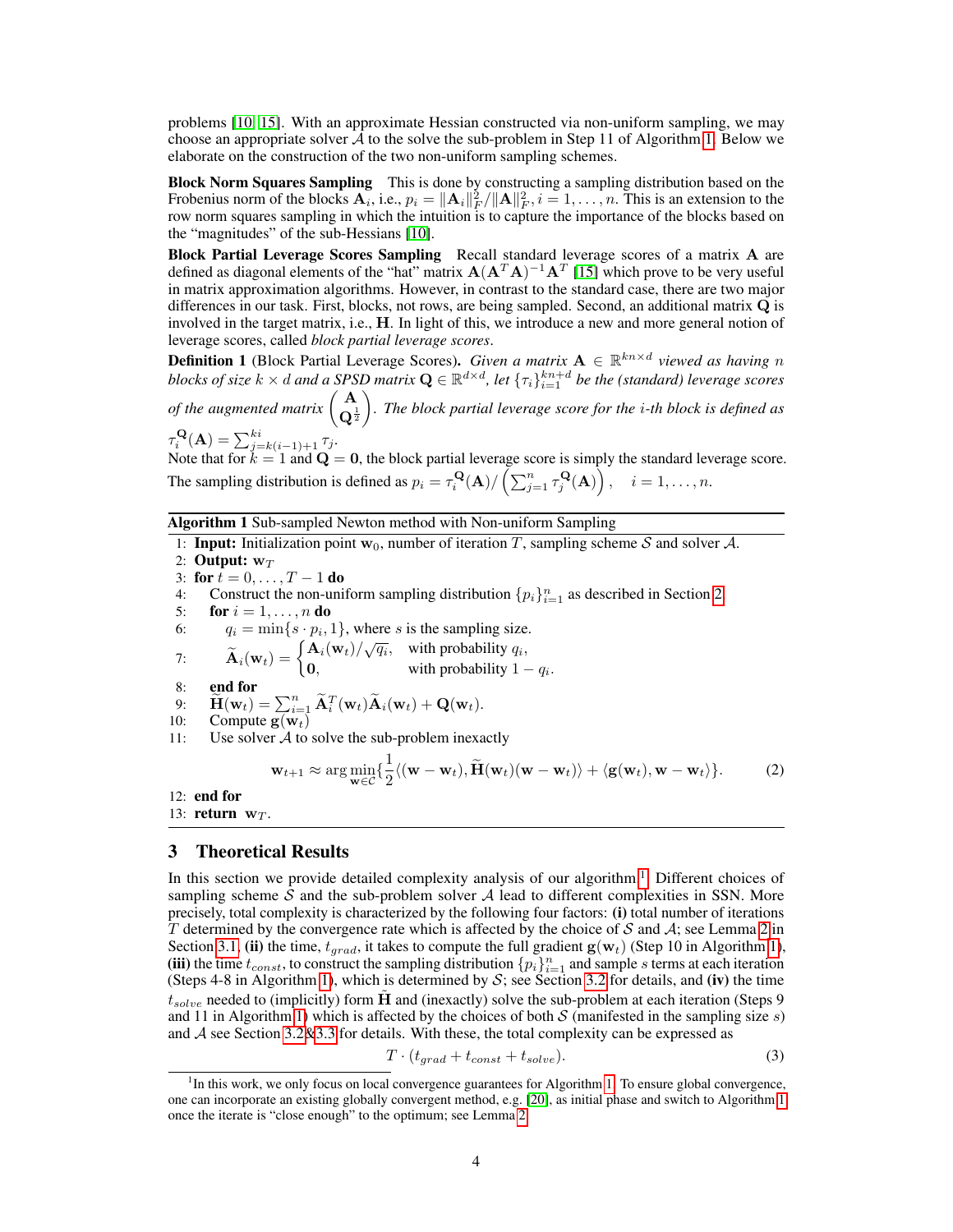problems [10, 15]. With an approximate Hessian constructed via non-uniform sampling, we may choose an appropriate solver $\mathcal{A}$ to the solve the sub-problem in Step 11 of Algorithm 1. Below we elaborate on the construction of the two non-uniform sampling schemes.

**Block Norm Squares Sampling** This is done by constructing a sampling distribution based on the Frobenius norm of the blocks $\mathbf{A}_i$, i.e., $p_i = \|\mathbf{A}_i\|_F^2/\|\mathbf{A}\|_F^2, i = 1, \ldots, n$. This is an extension to the row norm squares sampling in which the intuition is to capture the importance of the blocks based on the "magnitudes" of the sub-Hessians [10].

**Block Partial Leverage Scores Sampling** Recall standard leverage scores of a matrix $\mathbf{A}$ are defined as diagonal elements of the "hat" matrix $\mathbf{A}(\mathbf{A}^T\mathbf{A})^{-1}\mathbf{A}^T$ [15] which prove to be very useful in matrix approximation algorithms. However, in contrast to the standard case, there are two major differences in our task. First, blocks, not rows, are being sampled. Second, an additional matrix $\mathbf{Q}$ is involved in the target matrix, i.e., $\mathbf{H}$. In light of this, we introduce a new and more general notion of leverage scores, called *block partial leverage scores*.

**Definition 1** (Block Partial Leverage Scores). *Given a matrix $\mathbf{A} \in \mathbb{R}^{kn \times d}$ viewed as having $n$ blocks of size $k \times d$ and a SPSD matrix $\mathbf{Q} \in \mathbb{R}^{d \times d}$, let $\{\tau_i\}_{i=1}^{kn+d}$ be the (standard) leverage scores of the augmented matrix $\begin{pmatrix} \mathbf{A} \\ \mathbf{Q}^{\frac{1}{2}} \end{pmatrix}$. The block partial leverage score for the $i$-th block is defined as $\tau_i^{\mathbf{Q}}(\mathbf{A}) = \sum_{j=k(i-1)+1}^{ki} \tau_j$.*

Note that for $k = 1$ and $\mathbf{Q} = \mathbf{0}$, the block partial leverage score is simply the standard leverage score. The sampling distribution is defined as $p_i = \tau_i^{\mathbf{Q}}(\mathbf{A}) / \left( \sum_{j=1}^n \tau_j^{\mathbf{Q}}(\mathbf{A}) \right), \quad i = 1, \ldots, n.$

---

**Algorithm 1** Sub-sampled Newton method with Non-uniform Sampling

1: **Input:** Initialization point $\mathbf{w}_0$, number of iteration $T$, sampling scheme $\mathcal{S}$ and solver $\mathcal{A}$.
2: **Output:** $\mathbf{w}_T$
3: **for** $t = 0, \ldots, T-1$ **do**
4: Construct the non-uniform sampling distribution $\{p_i\}_{i=1}^n$ as described in Section 2.
5: **for** $i = 1, \ldots, n$ **do**
6: $q_i = \min\{s \cdot p_i, 1\}$, where $s$ is the sampling size.
7: $\widetilde{\mathbf{A}}_i(\mathbf{w}_t) = \begin{cases} \mathbf{A}_i(\mathbf{w}_t)/\sqrt{q_i}, & \text{with probability } q_i, \\ \mathbf{0}, & \text{with probability } 1 - q_i. \end{cases}$
8: **end for**
9: $\widetilde{\mathbf{H}}(\mathbf{w}_t) = \sum_{i=1}^n \widetilde{\mathbf{A}}_i^T(\mathbf{w}_t)\widetilde{\mathbf{A}}_i(\mathbf{w}_t) + \mathbf{Q}(\mathbf{w}_t)$.
10: Compute $\mathbf{g}(\mathbf{w}_t)$
11: Use solver $\mathcal{A}$ to solve the sub-problem inexactly

$$\mathbf{w}_{t+1} \approx \arg\min_{\mathbf{w} \in \mathcal{C}} \{ \frac{1}{2} \langle (\mathbf{w} - \mathbf{w}_t), \widetilde{\mathbf{H}}(\mathbf{w}_t)(\mathbf{w} - \mathbf{w}_t) \rangle + \langle \mathbf{g}(\mathbf{w}_t), \mathbf{w} - \mathbf{w}_t \rangle \}. \tag{2}$$

12: **end for**
13: **return** $\mathbf{w}_T$.

---

## 3 Theoretical Results

In this section we provide detailed complexity analysis of our algorithm.[1] Different choices of sampling scheme $\mathcal{S}$ and the sub-problem solver $\mathcal{A}$ lead to different complexities in SSN. More precisely, total complexity is characterized by the following four factors: **(i)** total number of iterations $T$ determined by the convergence rate which is affected by the choice of $\mathcal{S}$ and $\mathcal{A}$; see Lemma 2 in Section 3.1, **(ii)** the time, $t_{grad}$, it takes to compute the full gradient $\mathbf{g}(\mathbf{w}_t)$ (Step 10 in Algorithm 1), **(iii)** the time $t_{const}$, to construct the sampling distribution $\{p_i\}_{i=1}^n$ and sample $s$ terms at each iteration (Steps 4-8 in Algorithm 1), which is determined by $\mathcal{S}$; see Section 3.2 for details, and **(iv)** the time $t_{solve}$ needed to (implicitly) form $\tilde{\mathbf{H}}$ and (inexactly) solve the sub-problem at each iteration (Steps 9 and 11 in Algorithm 1) which is affected by the choices of both $\mathcal{S}$ (manifested in the sampling size $s$) and $\mathcal{A}$ see Section 3.2&3.3 for details. With these, the total complexity can be expressed as

$$T \cdot (t_{grad} + t_{const} + t_{solve}). \tag{3}$$

[1] In this work, we only focus on local convergence guarantees for Algorithm 1. To ensure global convergence, one can incorporate an existing globally convergent method, e.g. [20], as initial phase and switch to Algorithm 1 once the iterate is "close enough" to the optimum; see Lemma 2.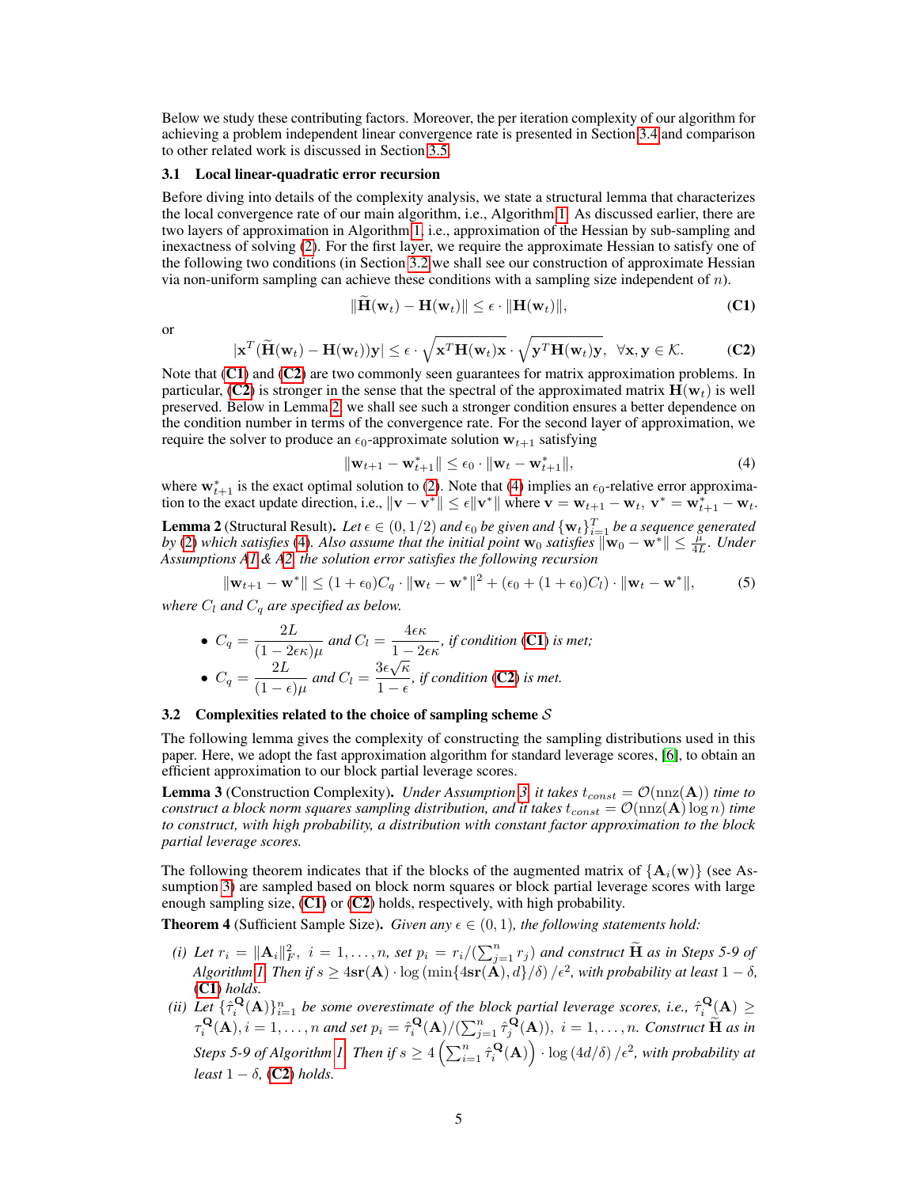Below we study these contributing factors. Moreover, the per iteration complexity of our algorithm for achieving a problem independent linear convergence rate is presented in Section 3.4 and comparison to other related work is discussed in Section 3.5.

### 3.1 Local linear-quadratic error recursion

Before diving into details of the complexity analysis, we state a structural lemma that characterizes the local convergence rate of our main algorithm, i.e., Algorithm 1. As discussed earlier, there are two layers of approximation in Algorithm 1, i.e., approximation of the Hessian by sub-sampling and inexactness of solving (2). For the first layer, we require the approximate Hessian to satisfy one of the following two conditions (in Section 3.2 we shall see our construction of approximate Hessian via non-uniform sampling can achieve these conditions with a sampling size independent of $n$).

$$\|\widetilde{\mathbf{H}}(\mathbf{w}_t) - \mathbf{H}(\mathbf{w}_t)\| \leq \epsilon \cdot \|\mathbf{H}(\mathbf{w}_t)\|, \tag{C1}$$

or

$$|\mathbf{x}^T(\widetilde{\mathbf{H}}(\mathbf{w}_t) - \mathbf{H}(\mathbf{w}_t))\mathbf{y}| \leq \epsilon \cdot \sqrt{\mathbf{x}^T\mathbf{H}(\mathbf{w}_t)\mathbf{x}} \cdot \sqrt{\mathbf{y}^T\mathbf{H}(\mathbf{w}_t)\mathbf{y}}, \ \ \forall \mathbf{x}, \mathbf{y} \in \mathcal{K}. \tag{C2}$$

Note that (C1) and (C2) are two commonly seen guarantees for matrix approximation problems. In particular, (C2) is stronger in the sense that the spectral of the approximated matrix $\mathbf{H}(\mathbf{w}_t)$ is well preserved. Below in Lemma 2, we shall see such a stronger condition ensures a better dependence on the condition number in terms of the convergence rate. For the second layer of approximation, we require the solver to produce an $\epsilon_0$-approximate solution $\mathbf{w}_{t+1}$ satisfying

$$\|\mathbf{w}_{t+1} - \mathbf{w}_{t+1}^*\| \leq \epsilon_0 \cdot \|\mathbf{w}_t - \mathbf{w}_{t+1}^*\|, \tag{4}$$

where $\mathbf{w}_{t+1}^*$ is the exact optimal solution to (2). Note that (4) implies an $\epsilon_0$-relative error approximation to the exact update direction, i.e., $\|\mathbf{v} - \mathbf{v}^*\| \leq \epsilon\|\mathbf{v}^*\|$ where $\mathbf{v} = \mathbf{w}_{t+1} - \mathbf{w}_t$, $\mathbf{v}^* = \mathbf{w}_{t+1}^* - \mathbf{w}_t$.

**Lemma 2** (Structural Result). *Let $\epsilon \in (0, 1/2)$ and $\epsilon_0$ be given and $\{\mathbf{w}_t\}_{i=1}^T$ be a sequence generated by (2) which satisfies (4). Also assume that the initial point $\mathbf{w}_0$ satisfies $\|\mathbf{w}_0 - \mathbf{w}^*\| \leq \frac{\mu}{4L}$. Under Assumptions A1 & A2, the solution error satisfies the following recursion*

$$\|\mathbf{w}_{t+1} - \mathbf{w}^*\| \leq (1 + \epsilon_0)C_q \cdot \|\mathbf{w}_t - \mathbf{w}^*\|^2 + (\epsilon_0 + (1 + \epsilon_0)C_l) \cdot \|\mathbf{w}_t - \mathbf{w}^*\|, \tag{5}$$

*where $C_l$ and $C_q$ are specified as below.*

- $C_q = \dfrac{2L}{(1 - 2\epsilon\kappa)\mu}$ *and* $C_l = \dfrac{4\epsilon\kappa}{1 - 2\epsilon\kappa}$, *if condition (C1) is met;*
- $C_q = \dfrac{2L}{(1 - \epsilon)\mu}$ *and* $C_l = \dfrac{3\epsilon\sqrt{\kappa}}{1 - \epsilon}$, *if condition (C2) is met.*

### 3.2 Complexities related to the choice of sampling scheme $\mathcal{S}$

The following lemma gives the complexity of constructing the sampling distributions used in this paper. Here, we adopt the fast approximation algorithm for standard leverage scores, [6], to obtain an efficient approximation to our block partial leverage scores.

**Lemma 3** (Construction Complexity). *Under Assumption 3, it takes $t_{const} = \mathcal{O}(\text{nnz}(\mathbf{A}))$ time to construct a block norm squares sampling distribution, and it takes $t_{const} = \mathcal{O}(\text{nnz}(\mathbf{A}) \log n)$ time to construct, with high probability, a distribution with constant factor approximation to the block partial leverage scores.*

The following theorem indicates that if the blocks of the augmented matrix of $\{\mathbf{A}_i(\mathbf{w})\}$ (see Assumption 3) are sampled based on block norm squares or block partial leverage scores with large enough sampling size, (C1) or (C2) holds, respectively, with high probability.

**Theorem 4** (Sufficient Sample Size). *Given any $\epsilon \in (0, 1)$, the following statements hold:*

*(i) Let $r_i = \|\mathbf{A}_i\|_F^2$, $i = 1, \ldots, n$, set $p_i = r_i / (\sum_{j=1}^n r_j)$ and construct $\widetilde{\mathbf{H}}$ as in Steps 5-9 of Algorithm 1. Then if $s \geq 4\mathbf{sr}(\mathbf{A}) \cdot \log\left(\min\{4\mathbf{sr}(\mathbf{A}), d\}/\delta\right)/\epsilon^2$, with probability at least $1 - \delta$, (C1) holds.*

*(ii) Let $\{\hat{\tau}_i^{\mathbf{Q}}(\mathbf{A})\}_{i=1}^n$ be some overestimate of the block partial leverage scores, i.e., $\hat{\tau}_i^{\mathbf{Q}}(\mathbf{A}) \geq \tau_i^{\mathbf{Q}}(\mathbf{A}), i = 1, \ldots, n$ and set $p_i = \hat{\tau}_i^{\mathbf{Q}}(\mathbf{A}) / (\sum_{j=1}^n \hat{\tau}_j^{\mathbf{Q}}(\mathbf{A}))$, $i = 1, \ldots, n$. Construct $\widetilde{\mathbf{H}}$ as in Steps 5-9 of Algorithm 1. Then if $s \geq 4\left(\sum_{i=1}^n \hat{\tau}_i^{\mathbf{Q}}(\mathbf{A})\right) \cdot \log\left(4d/\delta\right)/\epsilon^2$, with probability at least $1 - \delta$, (C2) holds.*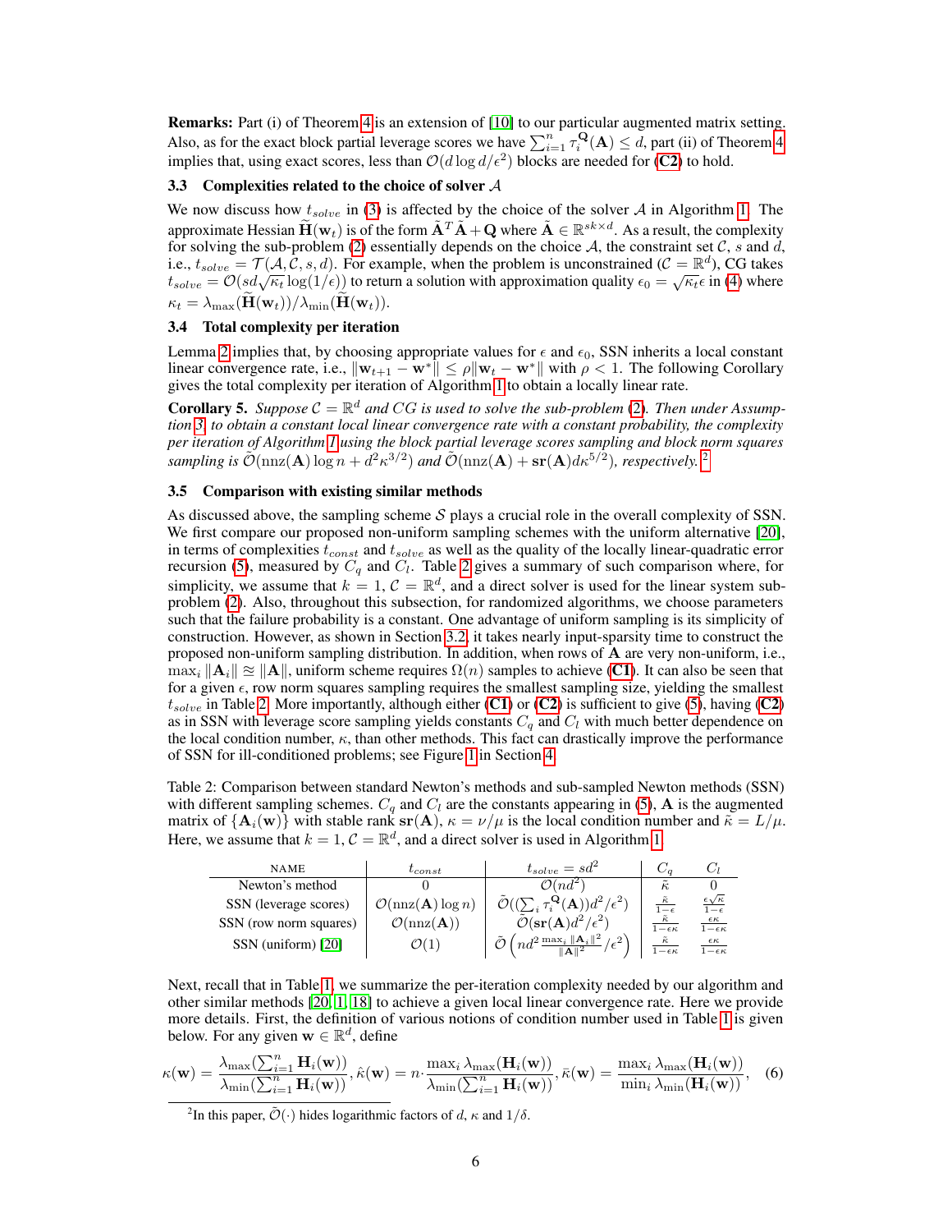**Remarks:** Part (i) of Theorem 4 is an extension of [10] to our particular augmented matrix setting. Also, as for the exact block partial leverage scores we have $\sum_{i=1}^{n} \tau_i^{\mathbf{Q}}(\mathbf{A}) \leq d$, part (ii) of Theorem 4 implies that, using exact scores, less than $\mathcal{O}(d \log d/\epsilon^2)$ blocks are needed for (**C2**) to hold.

### 3.3 Complexities related to the choice of solver $\mathcal{A}$

We now discuss how $t_{solve}$ in (3) is affected by the choice of the solver $\mathcal{A}$ in Algorithm 1. The approximate Hessian $\widetilde{\mathbf{H}}(\mathbf{w}_t)$ is of the form $\tilde{\mathbf{A}}^T \tilde{\mathbf{A}} + \mathbf{Q}$ where $\tilde{\mathbf{A}} \in \mathbb{R}^{sk \times d}$. As a result, the complexity for solving the sub-problem (2) essentially depends on the choice $\mathcal{A}$, the constraint set $\mathcal{C}$, $s$ and $d$, i.e., $t_{solve} = \mathcal{T}(\mathcal{A}, \mathcal{C}, s, d)$. For example, when the problem is unconstrained ($\mathcal{C} = \mathbb{R}^d$), CG takes $t_{solve} = \mathcal{O}(sd\sqrt{\kappa_t}\log(1/\epsilon))$ to return a solution with approximation quality $\epsilon_0 = \sqrt{\kappa_t}\epsilon$ in (4) where $\kappa_t = \lambda_{\max}(\widetilde{\mathbf{H}}(\mathbf{w}_t))/\lambda_{\min}(\widetilde{\mathbf{H}}(\mathbf{w}_t))$.

### 3.4 Total complexity per iteration

Lemma 2 implies that, by choosing appropriate values for $\epsilon$ and $\epsilon_0$, SSN inherits a local constant linear convergence rate, i.e., $\|\mathbf{w}_{t+1} - \mathbf{w}^*\| \leq \rho \|\mathbf{w}_t - \mathbf{w}^*\|$ with $\rho < 1$. The following Corollary gives the total complexity per iteration of Algorithm 1 to obtain a locally linear rate.

**Corollary 5.** *Suppose $\mathcal{C} = \mathbb{R}^d$ and CG is used to solve the sub-problem (2). Then under Assumption 3, to obtain a constant local linear convergence rate with a constant probability, the complexity per iteration of Algorithm 1 using the block partial leverage scores sampling and block norm squares sampling is $\tilde{\mathcal{O}}(\mathrm{nnz}(\mathbf{A}) \log n + d^2 \kappa^{3/2})$ and $\tilde{\mathcal{O}}(\mathrm{nnz}(\mathbf{A}) + \mathbf{sr}(\mathbf{A}) d \kappa^{5/2})$, respectively.*[2]

### 3.5 Comparison with existing similar methods

As discussed above, the sampling scheme $\mathcal{S}$ plays a crucial role in the overall complexity of SSN. We first compare our proposed non-uniform sampling schemes with the uniform alternative [20], in terms of complexities $t_{const}$ and $t_{solve}$ as well as the quality of the locally linear-quadratic error recursion (5), measured by $C_q$ and $C_l$. Table 2 gives a summary of such comparison where, for simplicity, we assume that $k = 1$, $\mathcal{C} = \mathbb{R}^d$, and a direct solver is used for the linear system sub-problem (2). Also, throughout this subsection, for randomized algorithms, we choose parameters such that the failure probability is a constant. One advantage of uniform sampling is its simplicity of construction. However, as shown in Section 3.2, it takes nearly input-sparsity time to construct the proposed non-uniform sampling distribution. In addition, when rows of $\mathbf{A}$ are very non-uniform, i.e., $\max_i \|\mathbf{A}_i\| \approxeq \|\mathbf{A}\|$, uniform scheme requires $\Omega(n)$ samples to achieve (**C1**). It can also be seen that for a given $\epsilon$, row norm squares sampling requires the smallest sampling size, yielding the smallest $t_{solve}$ in Table 2. More importantly, although either (**C1**) or (**C2**) is sufficient to give (5), having (**C2**) as in SSN with leverage score sampling yields constants $C_q$ and $C_l$ with much better dependence on the local condition number, $\kappa$, than other methods. This fact can drastically improve the performance of SSN for ill-conditioned problems; see Figure 1 in Section 4.

Table 2: Comparison between standard Newton's methods and sub-sampled Newton methods (SSN) with different sampling schemes. $C_q$ and $C_l$ are the constants appearing in (5), $\mathbf{A}$ is the augmented matrix of $\{\mathbf{A}_i(\mathbf{w})\}$ with stable rank $\mathbf{sr}(\mathbf{A})$, $\kappa = \nu/\mu$ is the local condition number and $\tilde{\kappa} = L/\mu$. Here, we assume that $k = 1$, $\mathcal{C} = \mathbb{R}^d$, and a direct solver is used in Algorithm 1.

| NAME | $t_{const}$ | $t_{solve} = sd^2$ | $C_q$ | $C_l$ |
|---|---|---|---|---|
| Newton's method | 0 | $\mathcal{O}(nd^2)$ | $\tilde{\kappa}$ | 0 |
| SSN (leverage scores) | $\mathcal{O}(\mathrm{nnz}(\mathbf{A}) \log n)$ | $\tilde{\mathcal{O}}((\sum_i \tau_i^{\mathbf{Q}}(\mathbf{A}))d^2/\epsilon^2)$ | $\frac{\tilde{\kappa}}{1-\epsilon}$ | $\frac{\epsilon\sqrt{\kappa}}{1-\epsilon}$ |
| SSN (row norm squares) | $\mathcal{O}(\mathrm{nnz}(\mathbf{A}))$ | $\tilde{\mathcal{O}}(\mathbf{sr}(\mathbf{A})d^2/\epsilon^2)$ | $\frac{\tilde{\kappa}}{1-\epsilon\kappa}$ | $\frac{\epsilon\kappa}{1-\epsilon\kappa}$ |
| SSN (uniform) [20] | $\mathcal{O}(1)$ | $\tilde{\mathcal{O}}\left(nd^2 \frac{\max_i \|\mathbf{A}_i\|^2}{\|\mathbf{A}\|^2}/\epsilon^2\right)$ | $\frac{\tilde{\kappa}}{1-\epsilon\kappa}$ | $\frac{\epsilon\kappa}{1-\epsilon\kappa}$ |

Next, recall that in Table 1, we summarize the per-iteration complexity needed by our algorithm and other similar methods [20, 1, 18] to achieve a given local linear convergence rate. Here we provide more details. First, the definition of various notions of condition number used in Table 1 is given below. For any given $\mathbf{w} \in \mathbb{R}^d$, define

$$\kappa(\mathbf{w}) = \frac{\lambda_{\max}(\sum_{i=1}^{n} \mathbf{H}_i(\mathbf{w}))}{\lambda_{\min}(\sum_{i=1}^{n} \mathbf{H}_i(\mathbf{w}))}, \hat{\kappa}(\mathbf{w}) = n \cdot \frac{\max_i \lambda_{\max}(\mathbf{H}_i(\mathbf{w}))}{\lambda_{\min}(\sum_{i=1}^{n} \mathbf{H}_i(\mathbf{w}))}, \bar{\kappa}(\mathbf{w}) = \frac{\max_i \lambda_{\max}(\mathbf{H}_i(\mathbf{w}))}{\min_i \lambda_{\min}(\mathbf{H}_i(\mathbf{w}))}, \quad (6)$$

[2] In this paper, $\tilde{\mathcal{O}}(\cdot)$ hides logarithmic factors of $d$, $\kappa$ and $1/\delta$.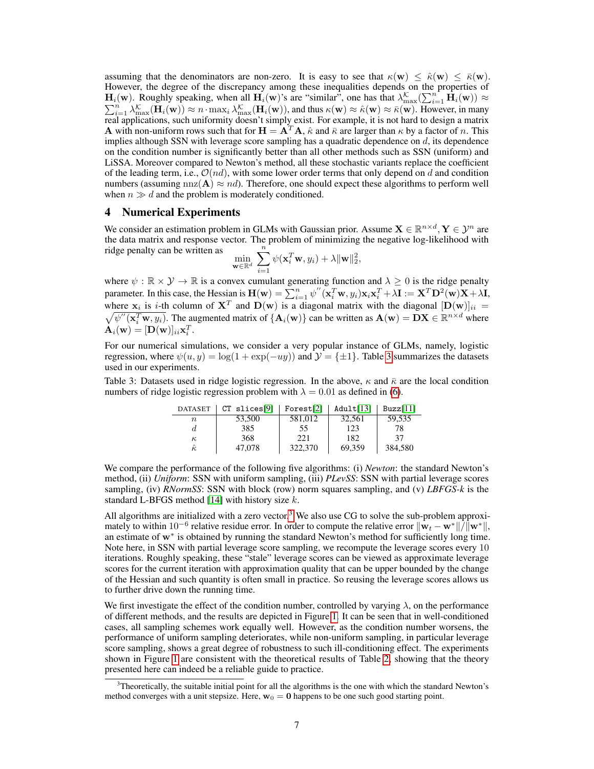assuming that the denominators are non-zero. It is easy to see that $\kappa(\mathbf{w}) \leq \hat{\kappa}(\mathbf{w}) \leq \bar{\kappa}(\mathbf{w})$. However, the degree of the discrepancy among these inequalities depends on the properties of $\mathbf{H}_i(\mathbf{w})$. Roughly speaking, when all $\mathbf{H}_i(\mathbf{w})$'s are "similar", one has that $\lambda_{\max}^{\mathcal{K}}(\sum_{i=1}^n \mathbf{H}_i(\mathbf{w})) \approx \sum_{i=1}^n \lambda_{\max}^{\mathcal{K}}(\mathbf{H}_i(\mathbf{w})) \approx n \cdot \max_i \lambda_{\max}^{\mathcal{K}}(\mathbf{H}_i(\mathbf{w}))$, and thus $\kappa(\mathbf{w}) \approx \hat{\kappa}(\mathbf{w}) \approx \bar{\kappa}(\mathbf{w})$. However, in many real applications, such uniformity doesn't simply exist. For example, it is not hard to design a matrix $\mathbf{A}$ with non-uniform rows such that for $\mathbf{H} = \mathbf{A}^T\mathbf{A}$, $\hat{\kappa}$ and $\bar{\kappa}$ are larger than $\kappa$ by a factor of $n$. This implies although SSN with leverage score sampling has a quadratic dependence on $d$, its dependence on the condition number is significantly better than all other methods such as SSN (uniform) and LiSSA. Moreover compared to Newton's method, all these stochastic variants replace the coefficient of the leading term, i.e., $\mathcal{O}(nd)$, with some lower order terms that only depend on $d$ and condition numbers (assuming $\mathrm{nnz}(\mathbf{A}) \approx nd$). Therefore, one should expect these algorithms to perform well when $n \gg d$ and the problem is moderately conditioned.

## 4 Numerical Experiments

We consider an estimation problem in GLMs with Gaussian prior. Assume $\mathbf{X} \in \mathbb{R}^{n\times d}, \mathbf{Y} \in \mathcal{Y}^n$ are the data matrix and response vector. The problem of minimizing the negative log-likelihood with ridge penalty can be written as

$$\min_{\mathbf{w}\in\mathbb{R}^d} \sum_{i=1}^n \psi(\mathbf{x}_i^T\mathbf{w}, y_i) + \lambda\|\mathbf{w}\|_2^2,$$

where $\psi : \mathbb{R} \times \mathcal{Y} \to \mathbb{R}$ is a convex cumulant generating function and $\lambda \geq 0$ is the ridge penalty parameter. In this case, the Hessian is $\mathbf{H}(\mathbf{w}) = \sum_{i=1}^n \psi''(\mathbf{x}_i^T\mathbf{w}, y_i)\mathbf{x}_i\mathbf{x}_i^T + \lambda\mathbf{I} := \mathbf{X}^T\mathbf{D}^2(\mathbf{w})\mathbf{X} + \lambda\mathbf{I}$, where $\mathbf{x}_i$ is $i$-th column of $\mathbf{X}^T$ and $\mathbf{D}(\mathbf{w})$ is a diagonal matrix with the diagonal $[\mathbf{D}(\mathbf{w})]_{ii} = \sqrt{\psi''(\mathbf{x}_i^T\mathbf{w}, y_i)}$. The augmented matrix of $\{\mathbf{A}_i(\mathbf{w})\}$ can be written as $\mathbf{A}(\mathbf{w}) = \mathbf{D}\mathbf{X} \in \mathbb{R}^{n\times d}$ where $\mathbf{A}_i(\mathbf{w}) = [\mathbf{D}(\mathbf{w})]_{ii}\mathbf{x}_i^T$.

For our numerical simulations, we consider a very popular instance of GLMs, namely, logistic regression, where $\psi(u, y) = \log(1 + \exp(-uy))$ and $\mathcal{Y} = \{\pm 1\}$. Table 3 summarizes the datasets used in our experiments.

Table 3: Datasets used in ridge logistic regression. In the above, $\kappa$ and $\hat{\kappa}$ are the local condition numbers of ridge logistic regression problem with $\lambda = 0.01$ as defined in (6).

| DATASET | CT slices[9] | Forest[2] | Adult[13] | Buzz[11] |
|---|---|---|---|---|
| $n$ | 53,500 | 581,012 | 32,561 | 59,535 |
| $d$ | 385 | 55 | 123 | 78 |
| $\kappa$ | 368 | 221 | 182 | 37 |
| $\hat{\kappa}$ | 47,078 | 322,370 | 69,359 | 384,580 |

We compare the performance of the following five algorithms: (i) *Newton*: the standard Newton's method, (ii) *Uniform*: SSN with uniform sampling, (iii) *PLevSS*: SSN with partial leverage scores sampling, (iv) *RNormSS*: SSN with block (row) norm squares sampling, and (v) *LBFGS-k* is the standard L-BFGS method [14] with history size $k$.

All algorithms are initialized with a zero vector.[3] We also use CG to solve the sub-problem approximately to within $10^{-6}$ relative residue error. In order to compute the relative error $\|\mathbf{w}_t - \mathbf{w}^*\|/\|\mathbf{w}^*\|$, an estimate of $\mathbf{w}^*$ is obtained by running the standard Newton's method for sufficiently long time. Note here, in SSN with partial leverage score sampling, we recompute the leverage scores every 10 iterations. Roughly speaking, these "stale" leverage scores can be viewed as approximate leverage scores for the current iteration with approximation quality that can be upper bounded by the change of the Hessian and such quantity is often small in practice. So reusing the leverage scores allows us to further drive down the running time.

We first investigate the effect of the condition number, controlled by varying $\lambda$, on the performance of different methods, and the results are depicted in Figure 1. It can be seen that in well-conditioned cases, all sampling schemes work equally well. However, as the condition number worsens, the performance of uniform sampling deteriorates, while non-uniform sampling, in particular leverage score sampling, shows a great degree of robustness to such ill-conditioning effect. The experiments shown in Figure 1 are consistent with the theoretical results of Table 2, showing that the theory presented here can indeed be a reliable guide to practice.

[3]Theoretically, the suitable initial point for all the algorithms is the one with which the standard Newton's method converges with a unit stepsize. Here, $\mathbf{w}_0 = \mathbf{0}$ happens to be one such good starting point.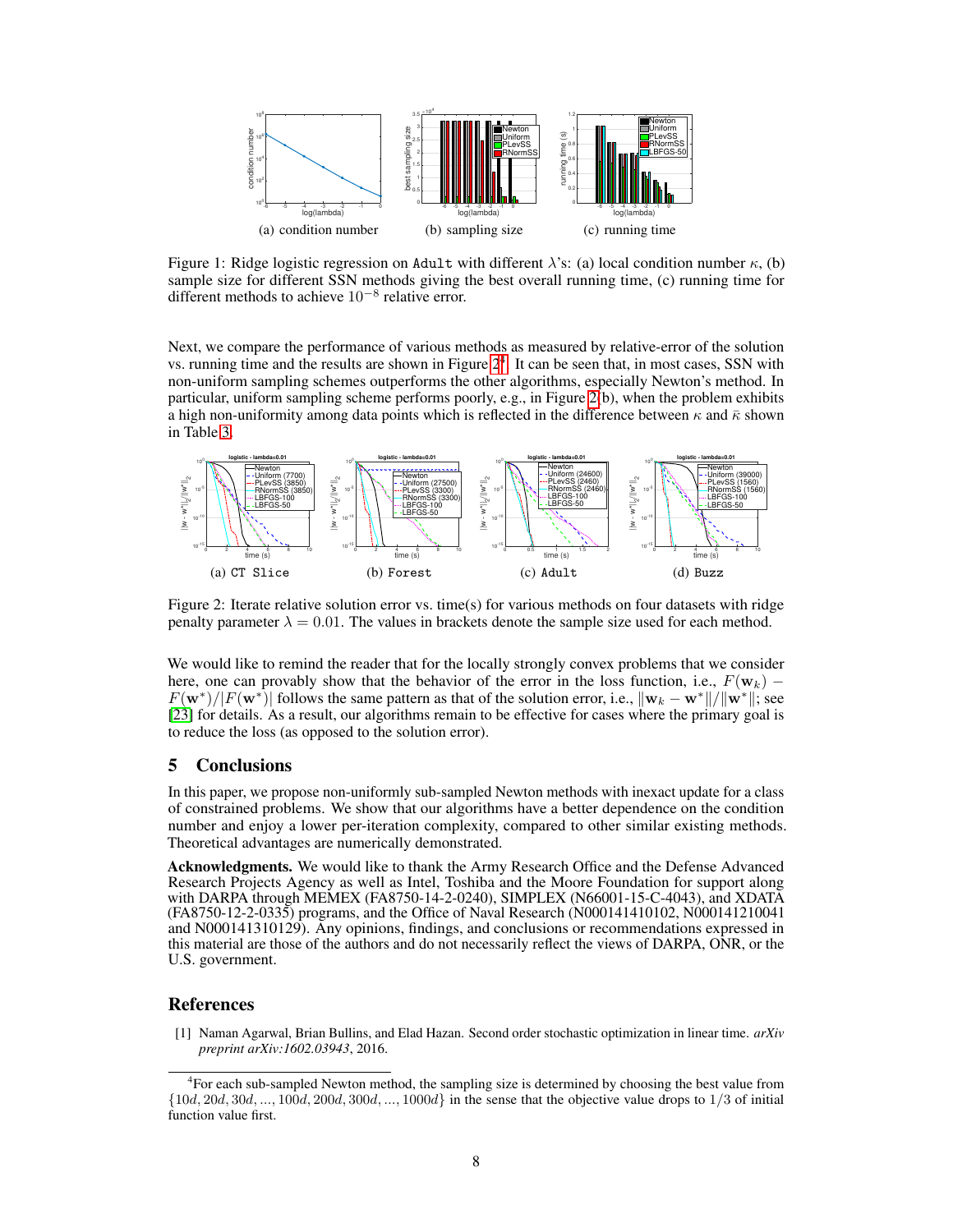Figure 1: Ridge logistic regression on `Adult` with different $\lambda$'s: (a) local condition number $\kappa$, (b) sample size for different SSN methods giving the best overall running time, (c) running time for different methods to achieve $10^{-8}$ relative error.

(a) condition number (b) sampling size (c) running time

Next, we compare the performance of various methods as measured by relative-error of the solution vs. running time and the results are shown in Figure 2[4]. It can be seen that, in most cases, SSN with non-uniform sampling schemes outperforms the other algorithms, especially Newton's method. In particular, uniform sampling scheme performs poorly, e.g., in Figure 2(b), when the problem exhibits a high non-uniformity among data points which is reflected in the difference between $\kappa$ and $\bar{\kappa}$ shown in Table 3.

(a) `CT Slice` (b) `Forest` (c) `Adult` (d) `Buzz`

Figure 2: Iterate relative solution error vs. time(s) for various methods on four datasets with ridge penalty parameter $\lambda = 0.01$. The values in brackets denote the sample size used for each method.

We would like to remind the reader that for the locally strongly convex problems that we consider here, one can provably show that the behavior of the error in the loss function, i.e., $F(\mathbf{w}_k) - F(\mathbf{w}^*)/|F(\mathbf{w}^*)|$ follows the same pattern as that of the solution error, i.e., $\|\mathbf{w}_k - \mathbf{w}^*\|/\|\mathbf{w}^*\|$; see [23] for details. As a result, our algorithms remain to be effective for cases where the primary goal is to reduce the loss (as opposed to the solution error).

## 5 Conclusions

In this paper, we propose non-uniformly sub-sampled Newton methods with inexact update for a class of constrained problems. We show that our algorithms have a better dependence on the condition number and enjoy a lower per-iteration complexity, compared to other similar existing methods. Theoretical advantages are numerically demonstrated.

**Acknowledgments.** We would like to thank the Army Research Office and the Defense Advanced Research Projects Agency as well as Intel, Toshiba and the Moore Foundation for support along with DARPA through MEMEX (FA8750-14-2-0240), SIMPLEX (N66001-15-C-4043), and XDATA (FA8750-12-2-0335) programs, and the Office of Naval Research (N000141410102, N000141210041 and N000141310129). Any opinions, findings, and conclusions or recommendations expressed in this material are those of the authors and do not necessarily reflect the views of DARPA, ONR, or the U.S. government.

## References

[1] Naman Agarwal, Brian Bullins, and Elad Hazan. Second order stochastic optimization in linear time. *arXiv preprint arXiv:1602.03943*, 2016.

[4] For each sub-sampled Newton method, the sampling size is determined by choosing the best value from $\{10d, 20d, 30d, ..., 100d, 200d, 300d, ..., 1000d\}$ in the sense that the objective value drops to $1/3$ of initial function value first.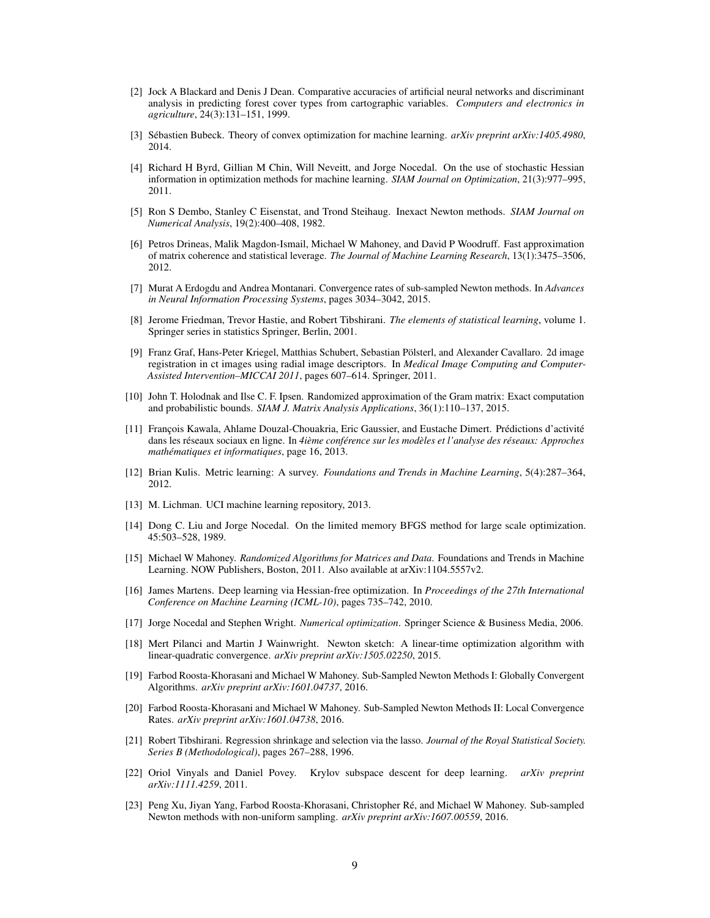[2] Jock A Blackard and Denis J Dean. Comparative accuracies of artificial neural networks and discriminant analysis in predicting forest cover types from cartographic variables. *Computers and electronics in agriculture*, 24(3):131–151, 1999.

[3] Sébastien Bubeck. Theory of convex optimization for machine learning. *arXiv preprint arXiv:1405.4980*, 2014.

[4] Richard H Byrd, Gillian M Chin, Will Neveitt, and Jorge Nocedal. On the use of stochastic Hessian information in optimization methods for machine learning. *SIAM Journal on Optimization*, 21(3):977–995, 2011.

[5] Ron S Dembo, Stanley C Eisenstat, and Trond Steihaug. Inexact Newton methods. *SIAM Journal on Numerical Analysis*, 19(2):400–408, 1982.

[6] Petros Drineas, Malik Magdon-Ismail, Michael W Mahoney, and David P Woodruff. Fast approximation of matrix coherence and statistical leverage. *The Journal of Machine Learning Research*, 13(1):3475–3506, 2012.

[7] Murat A Erdogdu and Andrea Montanari. Convergence rates of sub-sampled Newton methods. In *Advances in Neural Information Processing Systems*, pages 3034–3042, 2015.

[8] Jerome Friedman, Trevor Hastie, and Robert Tibshirani. *The elements of statistical learning*, volume 1. Springer series in statistics Springer, Berlin, 2001.

[9] Franz Graf, Hans-Peter Kriegel, Matthias Schubert, Sebastian Pölsterl, and Alexander Cavallaro. 2d image registration in ct images using radial image descriptors. In *Medical Image Computing and Computer-Assisted Intervention–MICCAI 2011*, pages 607–614. Springer, 2011.

[10] John T. Holodnak and Ilse C. F. Ipsen. Randomized approximation of the Gram matrix: Exact computation and probabilistic bounds. *SIAM J. Matrix Analysis Applications*, 36(1):110–137, 2015.

[11] François Kawala, Ahlame Douzal-Chouakria, Eric Gaussier, and Eustache Dimert. Prédictions d'activité dans les réseaux sociaux en ligne. In *4ième conférence sur les modèles et l'analyse des réseaux: Approches mathématiques et informatiques*, page 16, 2013.

[12] Brian Kulis. Metric learning: A survey. *Foundations and Trends in Machine Learning*, 5(4):287–364, 2012.

[13] M. Lichman. UCI machine learning repository, 2013.

[14] Dong C. Liu and Jorge Nocedal. On the limited memory BFGS method for large scale optimization. 45:503–528, 1989.

[15] Michael W Mahoney. *Randomized Algorithms for Matrices and Data*. Foundations and Trends in Machine Learning. NOW Publishers, Boston, 2011. Also available at arXiv:1104.5557v2.

[16] James Martens. Deep learning via Hessian-free optimization. In *Proceedings of the 27th International Conference on Machine Learning (ICML-10)*, pages 735–742, 2010.

[17] Jorge Nocedal and Stephen Wright. *Numerical optimization*. Springer Science & Business Media, 2006.

[18] Mert Pilanci and Martin J Wainwright. Newton sketch: A linear-time optimization algorithm with linear-quadratic convergence. *arXiv preprint arXiv:1505.02250*, 2015.

[19] Farbod Roosta-Khorasani and Michael W Mahoney. Sub-Sampled Newton Methods I: Globally Convergent Algorithms. *arXiv preprint arXiv:1601.04737*, 2016.

[20] Farbod Roosta-Khorasani and Michael W Mahoney. Sub-Sampled Newton Methods II: Local Convergence Rates. *arXiv preprint arXiv:1601.04738*, 2016.

[21] Robert Tibshirani. Regression shrinkage and selection via the lasso. *Journal of the Royal Statistical Society. Series B (Methodological)*, pages 267–288, 1996.

[22] Oriol Vinyals and Daniel Povey. Krylov subspace descent for deep learning. *arXiv preprint arXiv:1111.4259*, 2011.

[23] Peng Xu, Jiyan Yang, Farbod Roosta-Khorasani, Christopher Ré, and Michael W Mahoney. Sub-sampled Newton methods with non-uniform sampling. *arXiv preprint arXiv:1607.00559*, 2016.